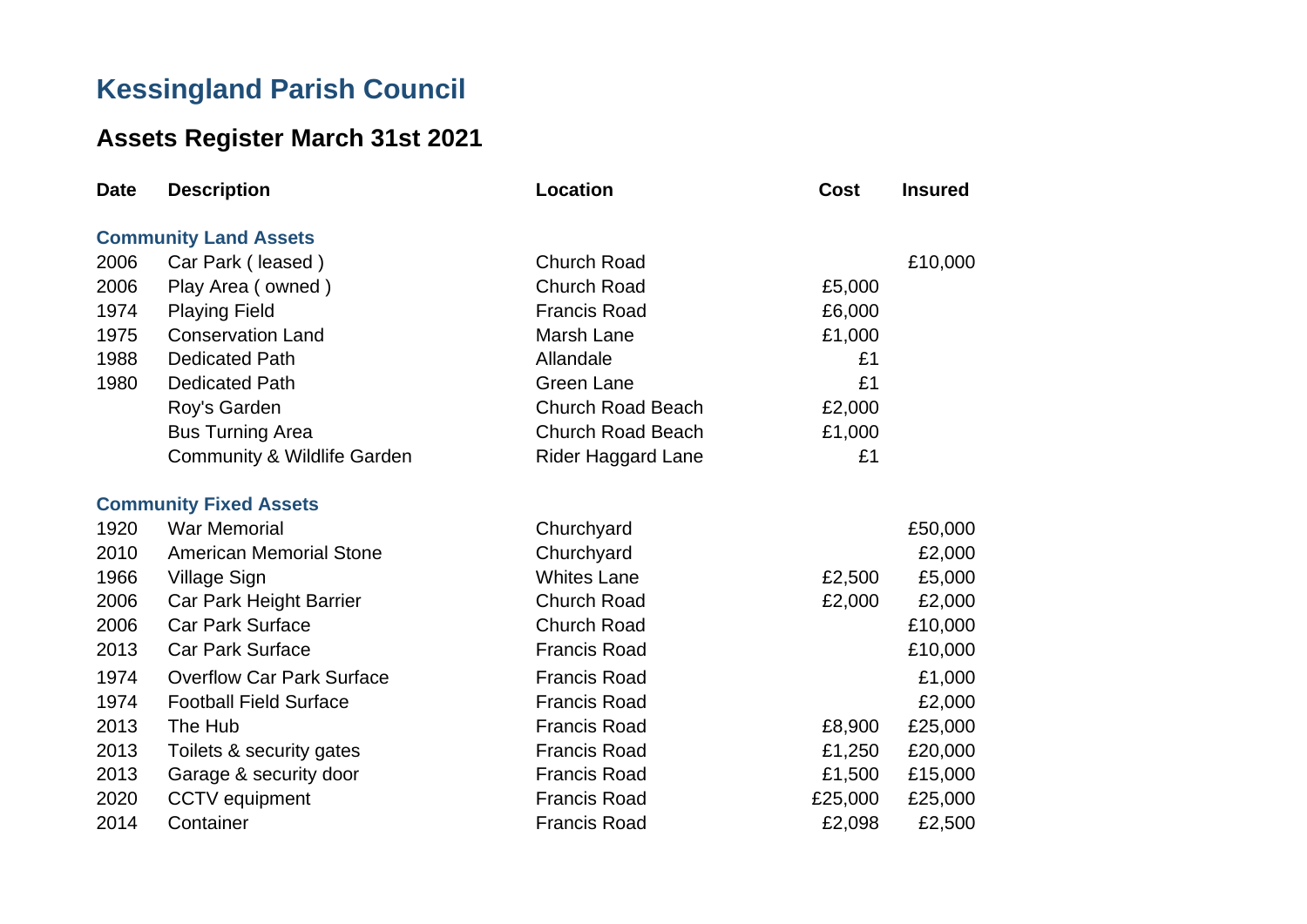# Kessingland Parish Council

## Assets Register March 31st 2021

| Date | Description | Location | Cost | Insured |
|---|---|---|---|---|
| **Community Land Assets** | | | | |
| 2006 | Car Park ( leased ) | Church Road | | £10,000 |
| 2006 | Play Area ( owned ) | Church Road | £5,000 | |
| 1974 | Playing Field | Francis Road | £6,000 | |
| 1975 | Conservation Land | Marsh Lane | £1,000 | |
| 1988 | Dedicated Path | Allandale | £1 | |
| 1980 | Dedicated Path | Green Lane | £1 | |
| | Roy's Garden | Church Road Beach | £2,000 | |
| | Bus Turning Area | Church Road Beach | £1,000 | |
| | Community & Wildlife Garden | Rider Haggard Lane | £1 | |
| **Community Fixed Assets** | | | | |
| 1920 | War Memorial | Churchyard | | £50,000 |
| 2010 | American Memorial Stone | Churchyard | | £2,000 |
| 1966 | Village Sign | Whites Lane | £2,500 | £5,000 |
| 2006 | Car Park Height Barrier | Church Road | £2,000 | £2,000 |
| 2006 | Car Park Surface | Church Road | | £10,000 |
| 2013 | Car Park Surface | Francis Road | | £10,000 |
| 1974 | Overflow Car Park Surface | Francis Road | | £1,000 |
| 1974 | Football Field Surface | Francis Road | | £2,000 |
| 2013 | The Hub | Francis Road | £8,900 | £25,000 |
| 2013 | Toilets & security gates | Francis Road | £1,250 | £20,000 |
| 2013 | Garage & security door | Francis Road | £1,500 | £15,000 |
| 2020 | CCTV equipment | Francis Road | £25,000 | £25,000 |
| 2014 | Container | Francis Road | £2,098 | £2,500 |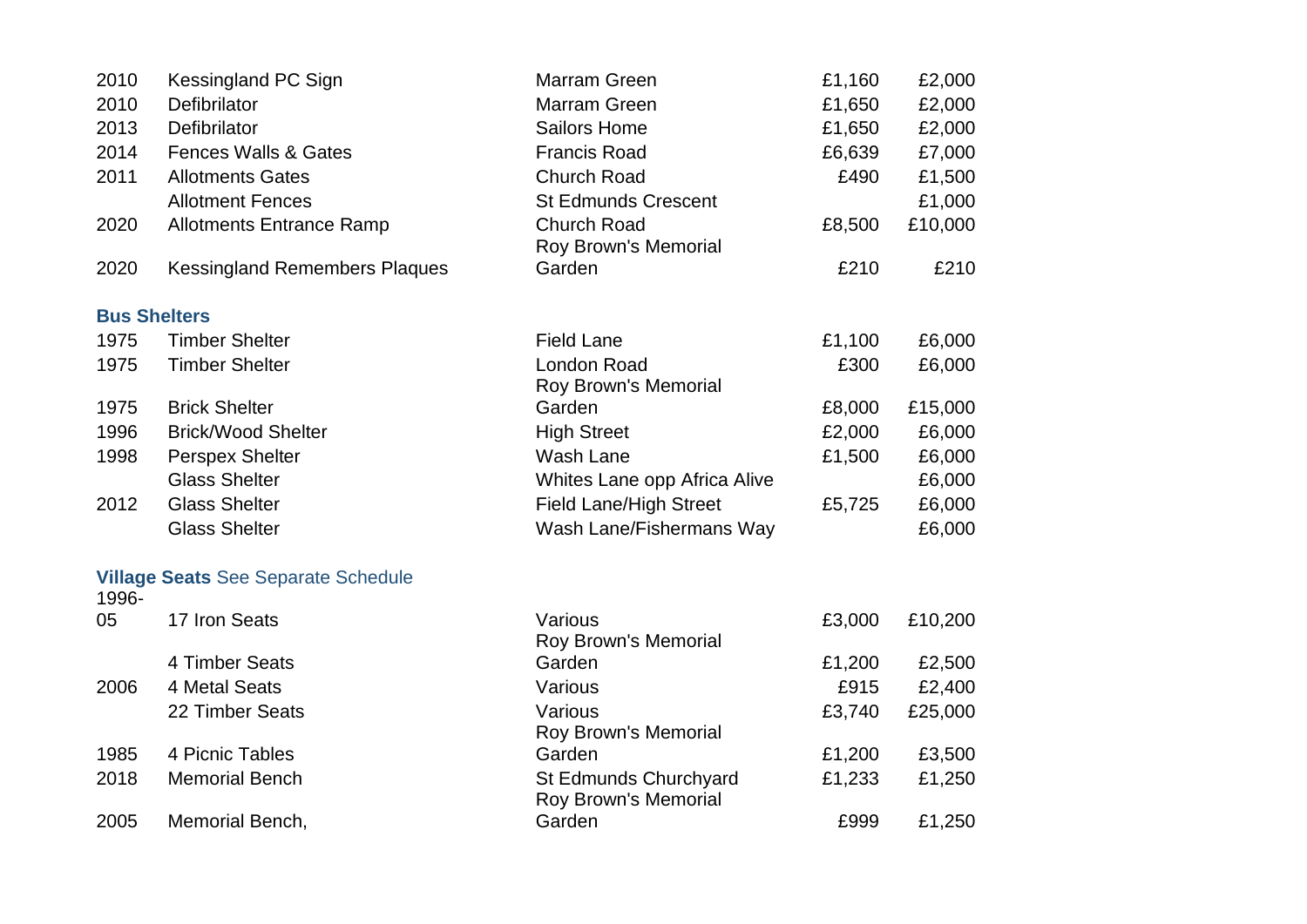| | | | | |
|---|---|---|---|---|
| 2010 | Kessingland PC Sign | Marram Green | £1,160 | £2,000 |
| 2010 | Defibrilator | Marram Green | £1,650 | £2,000 |
| 2013 | Defibrilator | Sailors Home | £1,650 | £2,000 |
| 2014 | Fences Walls & Gates | Francis Road | £6,639 | £7,000 |
| 2011 | Allotments Gates | Church Road | £490 | £1,500 |
| | Allotment Fences | St Edmunds Crescent | | £1,000 |
| 2020 | Allotments Entrance Ramp | Church Road | £8,500 | £10,000 |
| 2020 | Kessingland Remembers Plaques | Roy Brown's Memorial Garden | £210 | £210 |

**Bus Shelters**

| | | | | |
|---|---|---|---|---|
| 1975 | Timber Shelter | Field Lane | £1,100 | £6,000 |
| 1975 | Timber Shelter | London Road | £300 | £6,000 |
| 1975 | Brick Shelter | Roy Brown's Memorial Garden | £8,000 | £15,000 |
| 1996 | Brick/Wood Shelter | High Street | £2,000 | £6,000 |
| 1998 | Perspex Shelter | Wash Lane | £1,500 | £6,000 |
| | Glass Shelter | Whites Lane opp Africa Alive | | £6,000 |
| 2012 | Glass Shelter | Field Lane/High Street | £5,725 | £6,000 |
| | Glass Shelter | Wash Lane/Fishermans Way | | £6,000 |

**Village Seats** See Separate Schedule

| | | | | |
|---|---|---|---|---|
| 1996-05 | 17 Iron Seats | Various | £3,000 | £10,200 |
| | 4 Timber Seats | Roy Brown's Memorial Garden | £1,200 | £2,500 |
| 2006 | 4 Metal Seats | Various | £915 | £2,400 |
| | 22 Timber Seats | Various | £3,740 | £25,000 |
| 1985 | 4 Picnic Tables | Roy Brown's Memorial Garden | £1,200 | £3,500 |
| 2018 | Memorial Bench | St Edmunds Churchyard | £1,233 | £1,250 |
| 2005 | Memorial Bench, | Roy Brown's Memorial Garden | £999 | £1,250 |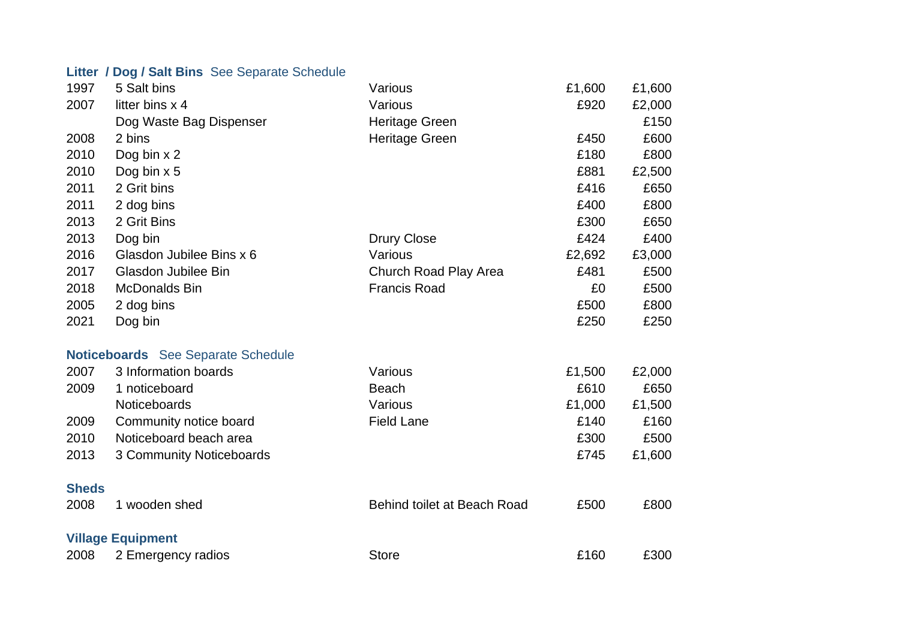| | | | | |
|---|---|---|---|---|
| **Litter / Dog / Salt Bins** See Separate Schedule | | | | |
| 1997 | 5 Salt bins | Various | £1,600 | £1,600 |
| 2007 | litter bins x 4 | Various | £920 | £2,000 |
| | Dog Waste Bag Dispenser | Heritage Green | | £150 |
| 2008 | 2 bins | Heritage Green | £450 | £600 |
| 2010 | Dog bin x 2 | | £180 | £800 |
| 2010 | Dog bin x 5 | | £881 | £2,500 |
| 2011 | 2 Grit bins | | £416 | £650 |
| 2011 | 2 dog bins | | £400 | £800 |
| 2013 | 2 Grit Bins | | £300 | £650 |
| 2013 | Dog bin | Drury Close | £424 | £400 |
| 2016 | Glasdon Jubilee Bins x 6 | Various | £2,692 | £3,000 |
| 2017 | Glasdon Jubilee Bin | Church Road Play Area | £481 | £500 |
| 2018 | McDonalds Bin | Francis Road | £0 | £500 |
| 2005 | 2 dog bins | | £500 | £800 |
| 2021 | Dog bin | | £250 | £250 |
| **Noticeboards** See Separate Schedule | | | | |
| 2007 | 3 Information boards | Various | £1,500 | £2,000 |
| 2009 | 1 noticeboard | Beach | £610 | £650 |
| | Noticeboards | Various | £1,000 | £1,500 |
| 2009 | Community notice board | Field Lane | £140 | £160 |
| 2010 | Noticeboard beach area | | £300 | £500 |
| 2013 | 3 Community Noticeboards | | £745 | £1,600 |
| **Sheds** | | | | |
| 2008 | 1 wooden shed | Behind toilet at Beach Road | £500 | £800 |
| **Village Equipment** | | | | |
| 2008 | 2 Emergency radios | Store | £160 | £300 |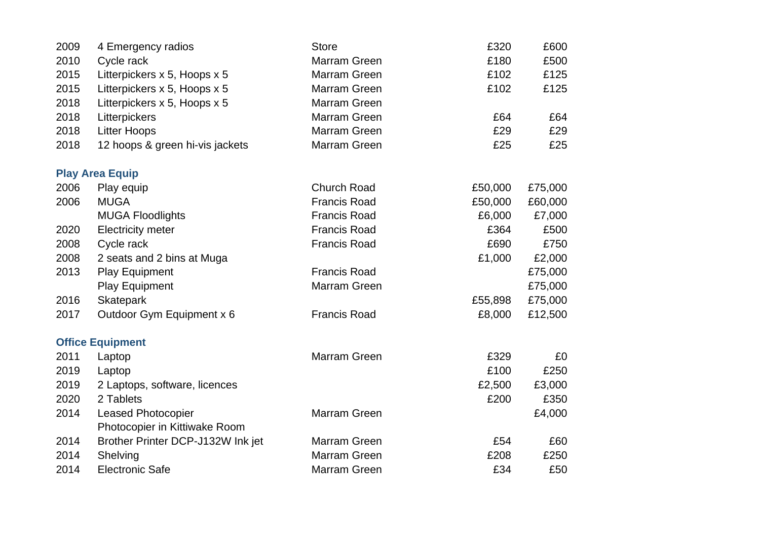| | | | | |
|---|---|---|---|---|
| 2009 | 4 Emergency radios | Store | £320 | £600 |
| 2010 | Cycle rack | Marram Green | £180 | £500 |
| 2015 | Litterpickers x 5, Hoops x 5 | Marram Green | £102 | £125 |
| 2015 | Litterpickers x 5, Hoops x 5 | Marram Green | £102 | £125 |
| 2018 | Litterpickers x 5, Hoops x 5 | Marram Green | | |
| 2018 | Litterpickers | Marram Green | £64 | £64 |
| 2018 | Litter Hoops | Marram Green | £29 | £29 |
| 2018 | 12 hoops & green hi-vis jackets | Marram Green | £25 | £25 |
| **Play Area Equip** | | | | |
| 2006 | Play equip | Church Road | £50,000 | £75,000 |
| 2006 | MUGA | Francis Road | £50,000 | £60,000 |
| | MUGA Floodlights | Francis Road | £6,000 | £7,000 |
| 2020 | Electricity meter | Francis Road | £364 | £500 |
| 2008 | Cycle rack | Francis Road | £690 | £750 |
| 2008 | 2 seats and 2 bins at Muga | | £1,000 | £2,000 |
| 2013 | Play Equipment | Francis Road | | £75,000 |
| | Play Equipment | Marram Green | | £75,000 |
| 2016 | Skatepark | | £55,898 | £75,000 |
| 2017 | Outdoor Gym Equipment x 6 | Francis Road | £8,000 | £12,500 |
| **Office Equipment** | | | | |
| 2011 | Laptop | Marram Green | £329 | £0 |
| 2019 | Laptop | | £100 | £250 |
| 2019 | 2 Laptops, software, licences | | £2,500 | £3,000 |
| 2020 | 2 Tablets | | £200 | £350 |
| 2014 | Leased Photocopier | Marram Green | | £4,000 |
| | Photocopier in Kittiwake Room | | | |
| 2014 | Brother Printer DCP-J132W Ink jet | Marram Green | £54 | £60 |
| 2014 | Shelving | Marram Green | £208 | £250 |
| 2014 | Electronic Safe | Marram Green | £34 | £50 |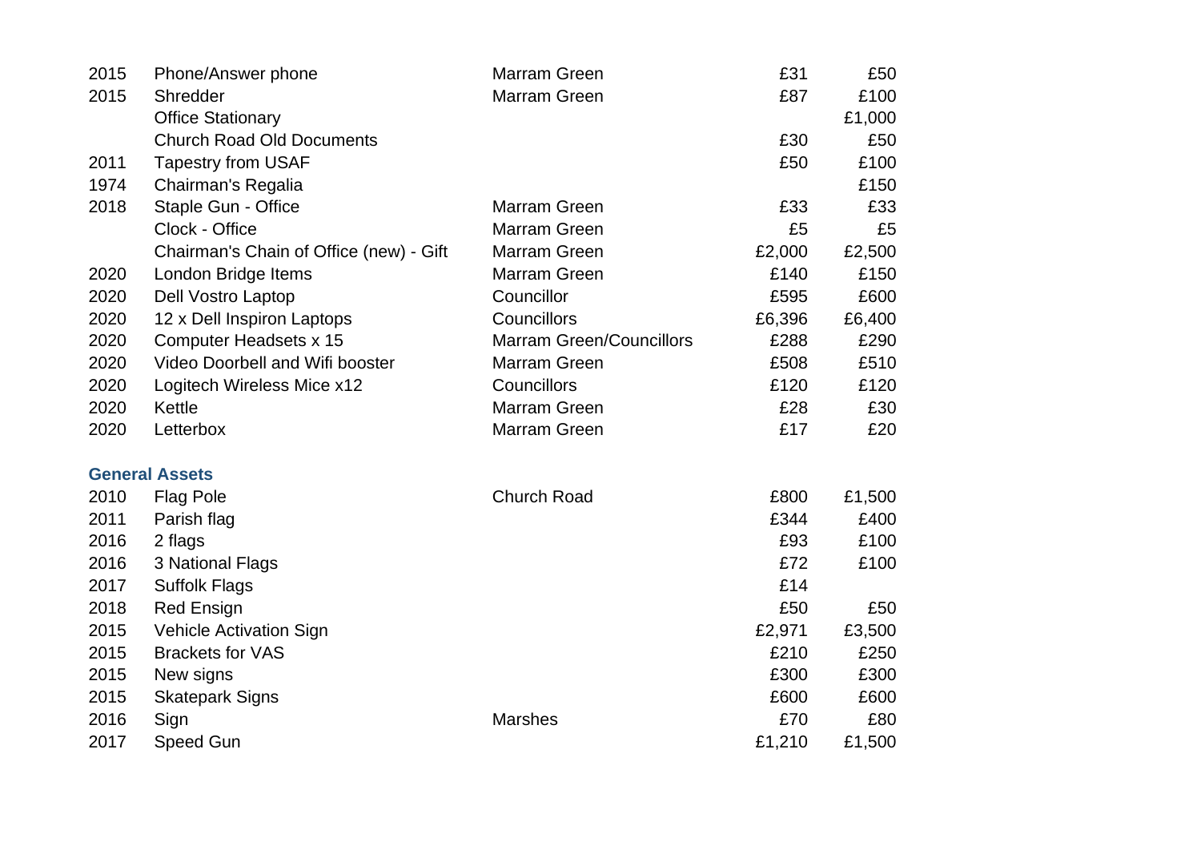| | | | | |
|---|---|---|---|---|
| 2015 | Phone/Answer phone | Marram Green | £31 | £50 |
| 2015 | Shredder | Marram Green | £87 | £100 |
| | Office Stationary | | | £1,000 |
| | Church Road Old Documents | | £30 | £50 |
| 2011 | Tapestry from USAF | | £50 | £100 |
| 1974 | Chairman's Regalia | | | £150 |
| 2018 | Staple Gun - Office | Marram Green | £33 | £33 |
| | Clock - Office | Marram Green | £5 | £5 |
| | Chairman's Chain of Office (new) - Gift | Marram Green | £2,000 | £2,500 |
| 2020 | London Bridge Items | Marram Green | £140 | £150 |
| 2020 | Dell Vostro Laptop | Councillor | £595 | £600 |
| 2020 | 12 x Dell Inspiron Laptops | Councillors | £6,396 | £6,400 |
| 2020 | Computer Headsets x 15 | Marram Green/Councillors | £288 | £290 |
| 2020 | Video Doorbell and Wifi booster | Marram Green | £508 | £510 |
| 2020 | Logitech Wireless Mice x12 | Councillors | £120 | £120 |
| 2020 | Kettle | Marram Green | £28 | £30 |
| 2020 | Letterbox | Marram Green | £17 | £20 |

### General Assets

| | | | | |
|---|---|---|---|---|
| 2010 | Flag Pole | Church Road | £800 | £1,500 |
| 2011 | Parish flag | | £344 | £400 |
| 2016 | 2 flags | | £93 | £100 |
| 2016 | 3 National Flags | | £72 | £100 |
| 2017 | Suffolk Flags | | £14 | |
| 2018 | Red Ensign | | £50 | £50 |
| 2015 | Vehicle Activation Sign | | £2,971 | £3,500 |
| 2015 | Brackets for VAS | | £210 | £250 |
| 2015 | New signs | | £300 | £300 |
| 2015 | Skatepark Signs | | £600 | £600 |
| 2016 | Sign | Marshes | £70 | £80 |
| 2017 | Speed Gun | | £1,210 | £1,500 |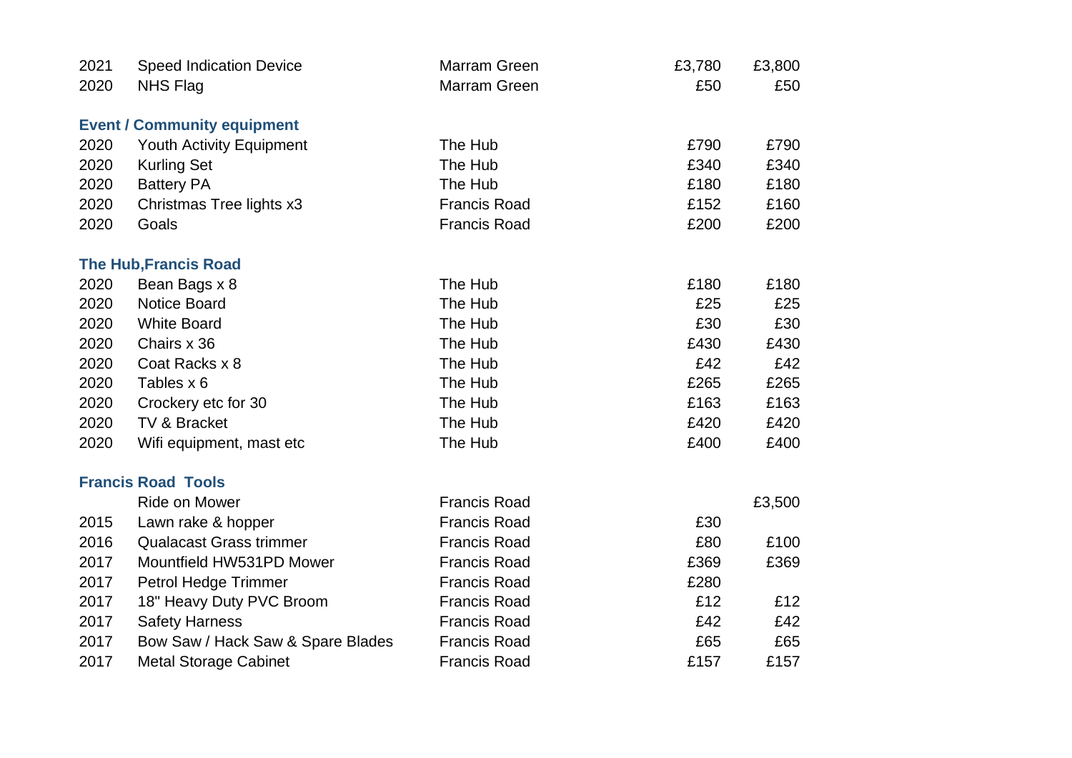| | | | | |
|---|---|---|---|---|
| 2021 | Speed Indication Device | Marram Green | £3,780 | £3,800 |
| 2020 | NHS Flag | Marram Green | £50 | £50 |
| **Event / Community equipment** | | | | |
| 2020 | Youth Activity Equipment | The Hub | £790 | £790 |
| 2020 | Kurling Set | The Hub | £340 | £340 |
| 2020 | Battery PA | The Hub | £180 | £180 |
| 2020 | Christmas Tree lights x3 | Francis Road | £152 | £160 |
| 2020 | Goals | Francis Road | £200 | £200 |
| **The Hub,Francis Road** | | | | |
| 2020 | Bean Bags x 8 | The Hub | £180 | £180 |
| 2020 | Notice Board | The Hub | £25 | £25 |
| 2020 | White Board | The Hub | £30 | £30 |
| 2020 | Chairs x 36 | The Hub | £430 | £430 |
| 2020 | Coat Racks x 8 | The Hub | £42 | £42 |
| 2020 | Tables x 6 | The Hub | £265 | £265 |
| 2020 | Crockery etc for 30 | The Hub | £163 | £163 |
| 2020 | TV & Bracket | The Hub | £420 | £420 |
| 2020 | Wifi equipment, mast etc | The Hub | £400 | £400 |
| **Francis Road Tools** | | | | |
| | Ride on Mower | Francis Road | | £3,500 |
| 2015 | Lawn rake & hopper | Francis Road | £30 | |
| 2016 | Qualacast Grass trimmer | Francis Road | £80 | £100 |
| 2017 | Mountfield HW531PD Mower | Francis Road | £369 | £369 |
| 2017 | Petrol Hedge Trimmer | Francis Road | £280 | |
| 2017 | 18" Heavy Duty PVC Broom | Francis Road | £12 | £12 |
| 2017 | Safety Harness | Francis Road | £42 | £42 |
| 2017 | Bow Saw / Hack Saw & Spare Blades | Francis Road | £65 | £65 |
| 2017 | Metal Storage Cabinet | Francis Road | £157 | £157 |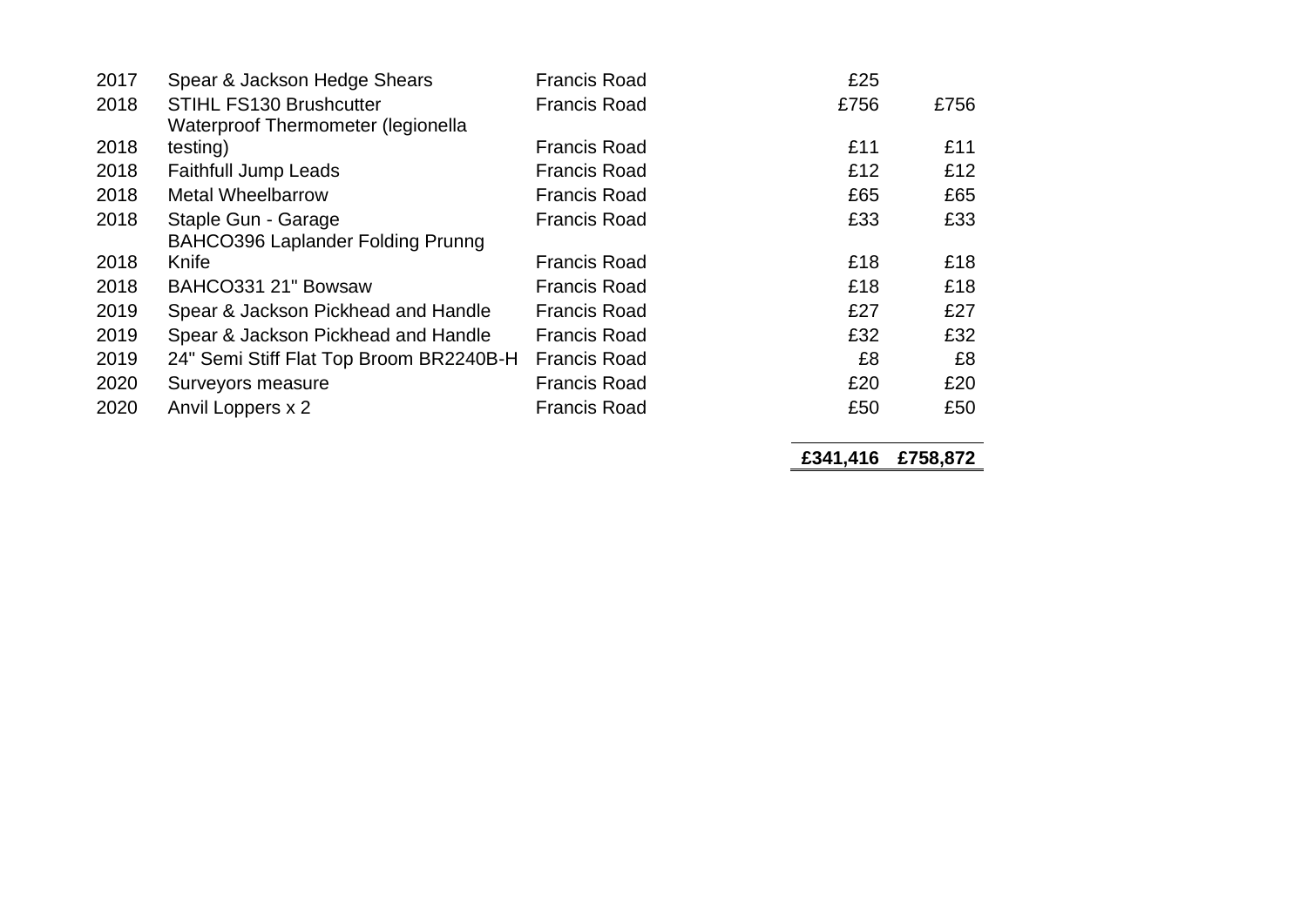| | | | | |
|---|---|---|---|---|
| 2017 | Spear & Jackson Hedge Shears | Francis Road | £25 | |
| 2018 | STIHL FS130 Brushcutter | Francis Road | £756 | £756 |
| 2018 | Waterproof Thermometer (legionella testing) | Francis Road | £11 | £11 |
| 2018 | Faithfull Jump Leads | Francis Road | £12 | £12 |
| 2018 | Metal Wheelbarrow | Francis Road | £65 | £65 |
| 2018 | Staple Gun - Garage | Francis Road | £33 | £33 |
| 2018 | BAHCO396 Laplander Folding Prunng Knife | Francis Road | £18 | £18 |
| 2018 | BAHCO331 21" Bowsaw | Francis Road | £18 | £18 |
| 2019 | Spear & Jackson Pickhead and Handle | Francis Road | £27 | £27 |
| 2019 | Spear & Jackson Pickhead and Handle | Francis Road | £32 | £32 |
| 2019 | 24" Semi Stiff Flat Top Broom BR2240B-H | Francis Road | £8 | £8 |
| 2020 | Surveyors measure | Francis Road | £20 | £20 |
| 2020 | Anvil Loppers x 2 | Francis Road | £50 | £50 |
| | | | **£341,416** | **£758,872** |